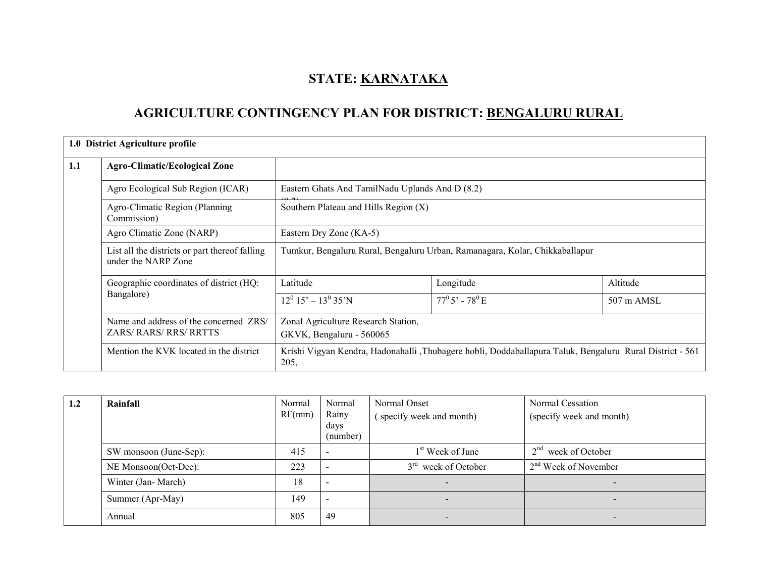# STATE: KARNATAKA

## AGRICULTURE CONTINGENCY PLAN FOR DISTRICT: BENGALURU RURAL

| 1.0 District Agriculture profile | | | | |
|---|---|---|---|---|
| 1.1 | **Agro-Climatic/Ecological Zone** | | | |
| | Agro Ecological Sub Region (ICAR) | Eastern Ghats And TamilNadu Uplands And D (8.2) | | |
| | Agro-Climatic Region (Planning Commission) | Southern Plateau and Hills Region (X) | | |
| | Agro Climatic Zone (NARP) | Eastern Dry Zone (KA-5) | | |
| | List all the districts or part thereof falling under the NARP Zone | Tumkur, Bengaluru Rural, Bengaluru Urban, Ramanagara, Kolar, Chikkaballapur | | |
| | Geographic coordinates of district (HQ: Bangalore) | Latitude | Longitude | Altitude |
| | | $12^0$ 15' – $13^0$ 35'N | $77^0$ 5' - $78^0$ E | 507 m AMSL |
| | Name and address of the concerned ZRS/ ZARS/ RARS/ RRS/ RRTTS | Zonal Agriculture Research Station, GKVK, Bengaluru - 560065 | | |
| | Mention the KVK located in the district | Krishi Vigyan Kendra, Hadonahalli ,Thubagere hobli, Doddaballapura Taluk, Bengaluru Rural District - 561 205, | | |

| 1.2 | **Rainfall** | Normal RF(mm) | Normal Rainy days (number) | Normal Onset ( specify week and month) | Normal Cessation (specify week and month) |
|---|---|---|---|---|---|
| | SW monsoon (June-Sep): | 415 | - | 1st Week of June | 2nd week of October |
| | NE Monsoon(Oct-Dec): | 223 | - | 3rd week of October | 2nd Week of November |
| | Winter (Jan- March) | 18 | - | - | - |
| | Summer (Apr-May) | 149 | - | - | - |
| | Annual | 805 | 49 | - | - |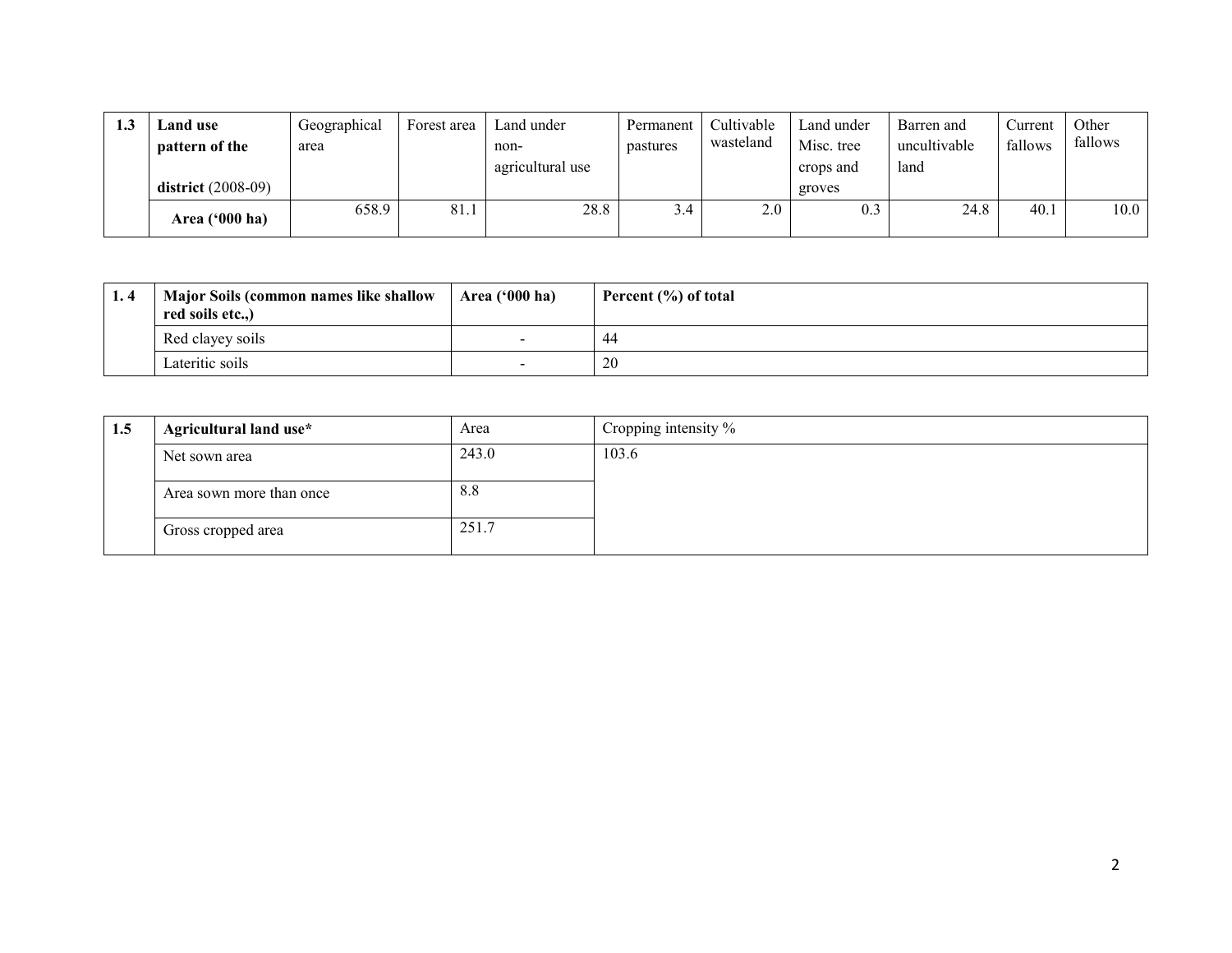| 1.3 | **Land use pattern of the district** (2008-09) | Geographical area | Forest area | Land under non-agricultural use | Permanent pastures | Cultivable wasteland | Land under Misc. tree crops and groves | Barren and uncultivable land | Current fallows | Other fallows |
|---|---|---|---|---|---|---|---|---|---|---|
| | **Area ('000 ha)** | 658.9 | 81.1 | 28.8 | 3.4 | 2.0 | 0.3 | 24.8 | 40.1 | 10.0 |

| 1. 4 | **Major Soils (common names like shallow red soils etc.,)** | **Area ('000 ha)** | **Percent (%) of total** |
|---|---|---|---|
| | Red clayey soils | - | 44 |
| | Lateritic soils | - | 20 |

| 1.5 | **Agricultural land use*** | Area | Cropping intensity % |
|---|---|---|---|
| | Net sown area | 243.0 | 103.6 |
| | Area sown more than once | 8.8 | |
| | Gross cropped area | 251.7 | |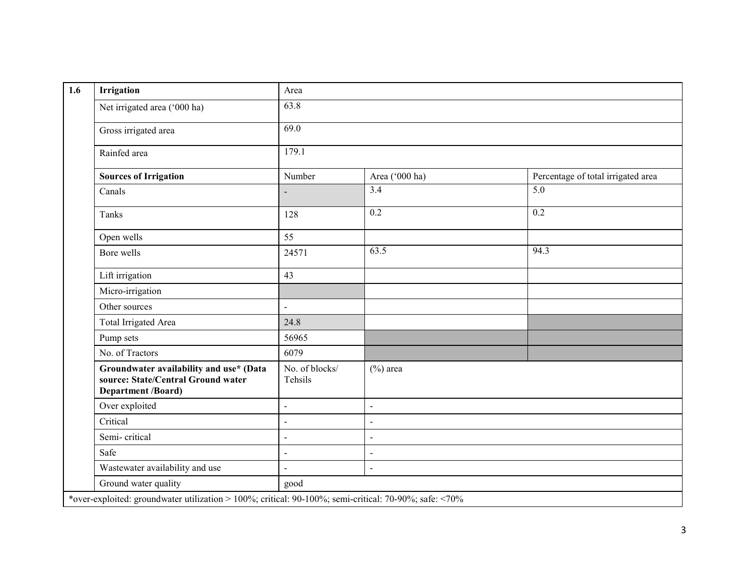| 1.6 | Irrigation | Area | | |
|---|---|---|---|---|
| | Net irrigated area ('000 ha) | 63.8 | | |
| | Gross irrigated area | 69.0 | | |
| | Rainfed area | 179.1 | | |
| | **Sources of Irrigation** | Number | Area ('000 ha) | Percentage of total irrigated area |
| | Canals | - | 3.4 | 5.0 |
| | Tanks | 128 | 0.2 | 0.2 |
| | Open wells | 55 | | |
| | Bore wells | 24571 | 63.5 | 94.3 |
| | Lift irrigation | 43 | | |
| | Micro-irrigation | | | |
| | Other sources | - | | |
| | Total Irrigated Area | 24.8 | | |
| | Pump sets | 56965 | | |
| | No. of Tractors | 6079 | | |
| | **Groundwater availability and use* (Data source: State/Central Ground water Department /Board)** | No. of blocks/ Tehsils | (%) area | |
| | Over exploited | - | - | |
| | Critical | - | - | |
| | Semi- critical | - | - | |
| | Safe | - | - | |
| | Wastewater availability and use | - | - | |
| | Ground water quality | good | | |

*over-exploited: groundwater utilization > 100%; critical: 90-100%; semi-critical: 70-90%; safe: <70%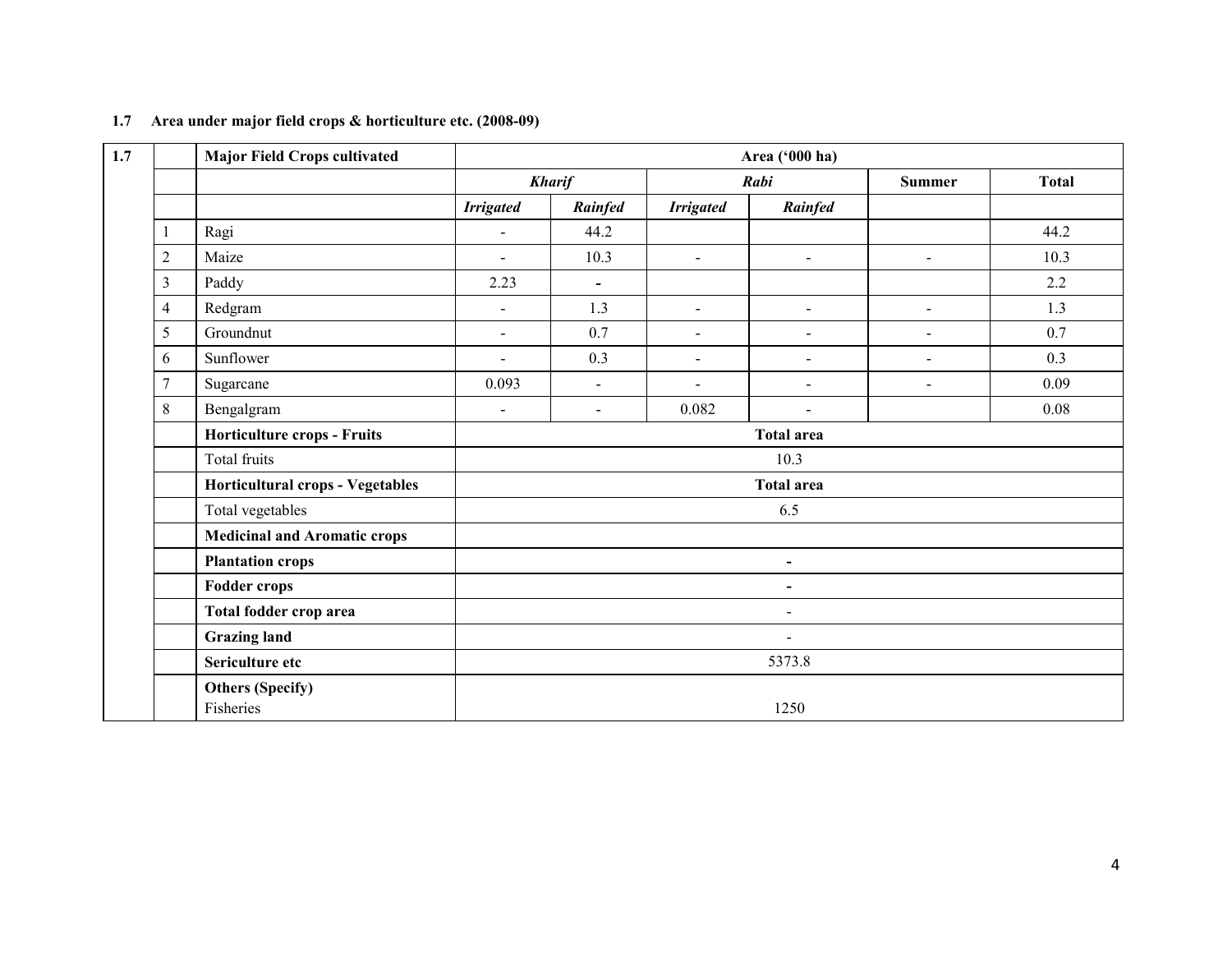**1.7 Area under major field crops & horticulture etc. (2008-09)**

| 1.7 | | Major Field Crops cultivated | Area ('000 ha) | | | | | |
|---|---|---|---|---|---|---|---|---|
| | | | *Kharif* | | *Rabi* | | Summer | Total |
| | | | *Irrigated* | *Rainfed* | *Irrigated* | *Rainfed* | | |
| | 1 | Ragi | - | 44.2 | | | | 44.2 |
| | 2 | Maize | - | 10.3 | - | - | - | 10.3 |
| | 3 | Paddy | 2.23 | - | | | | 2.2 |
| | 4 | Redgram | - | 1.3 | - | - | - | 1.3 |
| | 5 | Groundnut | - | 0.7 | - | - | - | 0.7 |
| | 6 | Sunflower | - | 0.3 | - | - | - | 0.3 |
| | 7 | Sugarcane | 0.093 | - | - | - | - | 0.09 |
| | 8 | Bengalgram | - | - | 0.082 | - | | 0.08 |
| | | **Horticulture crops - Fruits** | **Total area** | | | | | |
| | | Total fruits | 10.3 | | | | | |
| | | **Horticultural crops - Vegetables** | **Total area** | | | | | |
| | | Total vegetables | 6.5 | | | | | |
| | | **Medicinal and Aromatic crops** | | | | | | |
| | | **Plantation crops** | - | | | | | |
| | | **Fodder crops** | - | | | | | |
| | | **Total fodder crop area** | - | | | | | |
| | | **Grazing land** | - | | | | | |
| | | **Sericulture etc** | 5373.8 | | | | | |
| | | **Others (Specify)** Fisheries | 1250 | | | | | |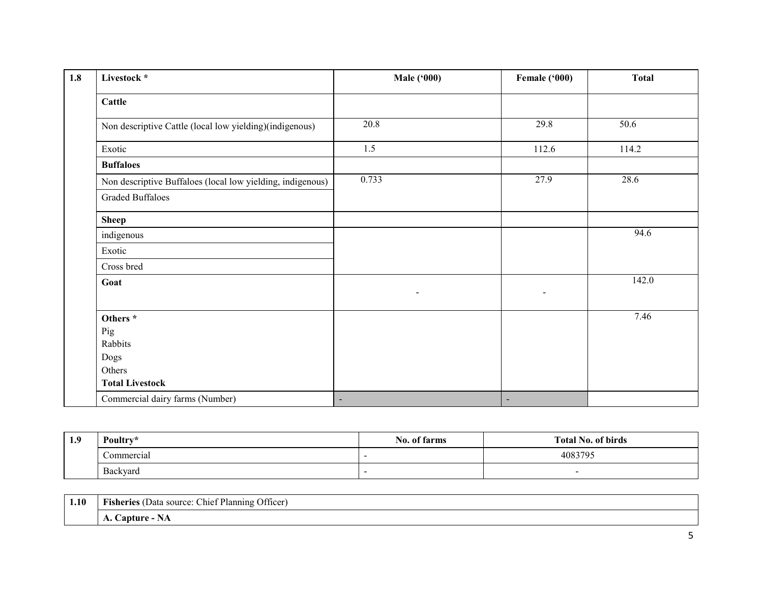| 1.8 | Livestock * | Male ('000) | Female ('000) | Total |
|---|---|---|---|---|
| | **Cattle** | | | |
| | Non descriptive Cattle (local low yielding)(indigenous) | 20.8 | 29.8 | 50.6 |
| | Exotic | 1.5 | 112.6 | 114.2 |
| | **Buffaloes** | | | |
| | Non descriptive Buffaloes (local low yielding, indigenous) | 0.733 | 27.9 | 28.6 |
| | Graded Buffaloes | | | |
| | **Sheep** | | | |
| | indigenous | | | 94.6 |
| | Exotic | | | |
| | Cross bred | | | |
| | **Goat** | - | - | 142.0 |
| | **Others *** Pig Rabbits Dogs Others **Total Livestock** | | | 7.46 |
| | Commercial dairy farms (Number) | - | - | |

| 1.9 | Poultry* | No. of farms | Total No. of birds |
|---|---|---|---|
| | Commercial | - | 4083795 |
| | Backyard | - | - |

| 1.10 | **Fisheries** (Data source: Chief Planning Officer) |
|---|---|
| | **A. Capture - NA** |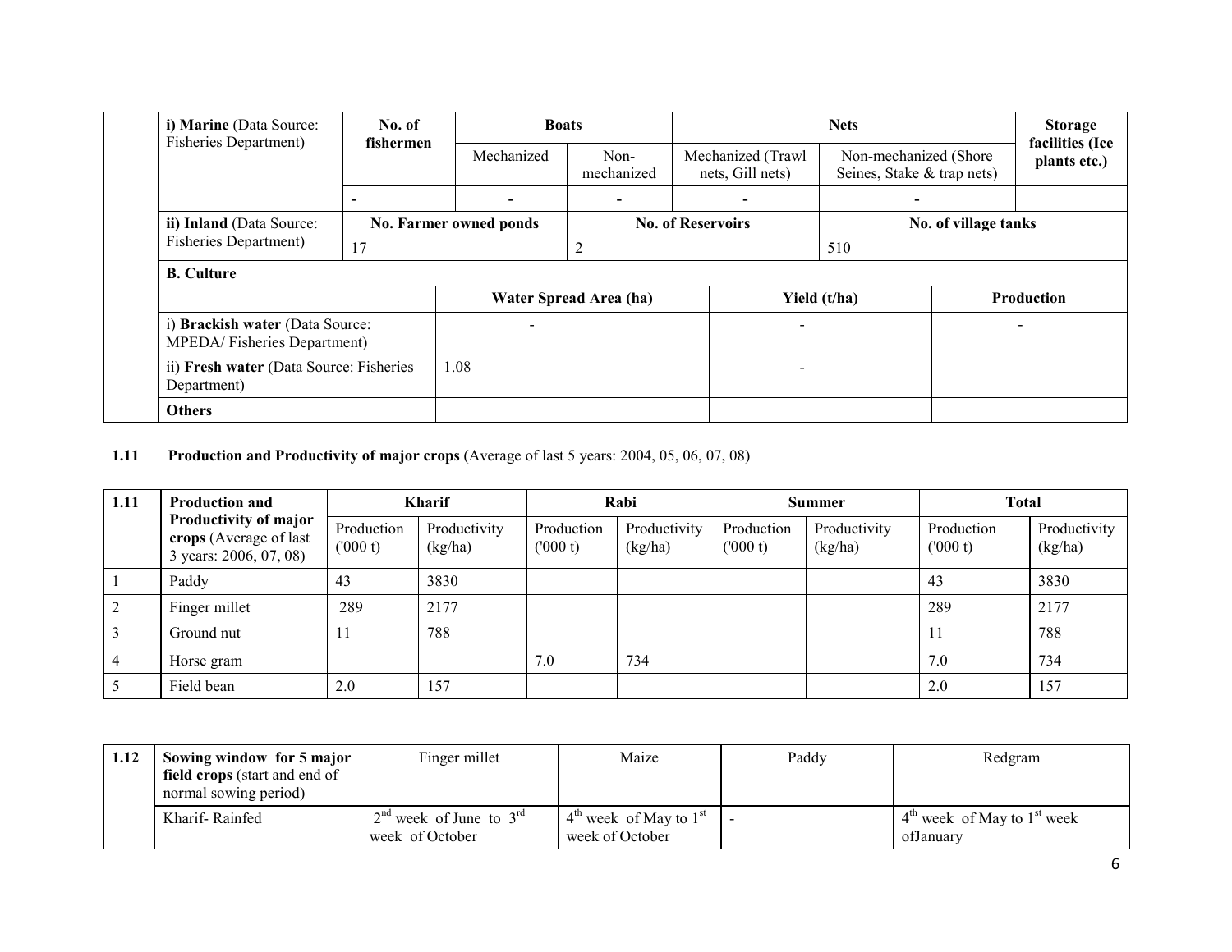| i) **Marine** (Data Source: Fisheries Department) | No. of fishermen | Boats | | Nets | | Storage facilities (Ice plants etc.) |
|---|---|---|---|---|---|---|
| | | Mechanized | Non-mechanized | Mechanized (Trawl nets, Gill nets) | Non-mechanized (Shore Seines, Stake & trap nets) | |
| | - | - | - | - | - | |
| ii) **Inland** (Data Source: Fisheries Department) | No. Farmer owned ponds | | No. of Reservoirs | | No. of village tanks | |
| | 17 | | 2 | | 510 | |

**B. Culture**

| | Water Spread Area (ha) | Yield (t/ha) | Production |
|---|---|---|---|
| i) **Brackish water** (Data Source: MPEDA/ Fisheries Department) | - | - | - |
| ii) **Fresh water** (Data Source: Fisheries Department) | 1.08 | - | |
| **Others** | | | |

**1.11 Production and Productivity of major crops** (Average of last 5 years: 2004, 05, 06, 07, 08)

| 1.11 | **Production and Productivity of major crops** (Average of last 3 years: 2006, 07, 08) | Kharif | | Rabi | | Summer | | Total | |
|---|---|---|---|---|---|---|---|---|---|
| | | Production ('000 t) | Productivity (kg/ha) | Production ('000 t) | Productivity (kg/ha) | Production ('000 t) | Productivity (kg/ha) | Production ('000 t) | Productivity (kg/ha) |
| 1 | Paddy | 43 | 3830 | | | | | 43 | 3830 |
| 2 | Finger millet | 289 | 2177 | | | | | 289 | 2177 |
| 3 | Ground nut | 11 | 788 | | | | | 11 | 788 |
| 4 | Horse gram | | | 7.0 | 734 | | | 7.0 | 734 |
| 5 | Field bean | 2.0 | 157 | | | | | 2.0 | 157 |

| 1.12 | **Sowing window for 5 major field crops** (start and end of normal sowing period) | Finger millet | Maize | Paddy | Redgram |
|---|---|---|---|---|---|
| | Kharif- Rainfed | 2nd week of June to 3rd week of October | 4th week of May to 1st week of October | - | 4th week of May to 1st week ofJanuary |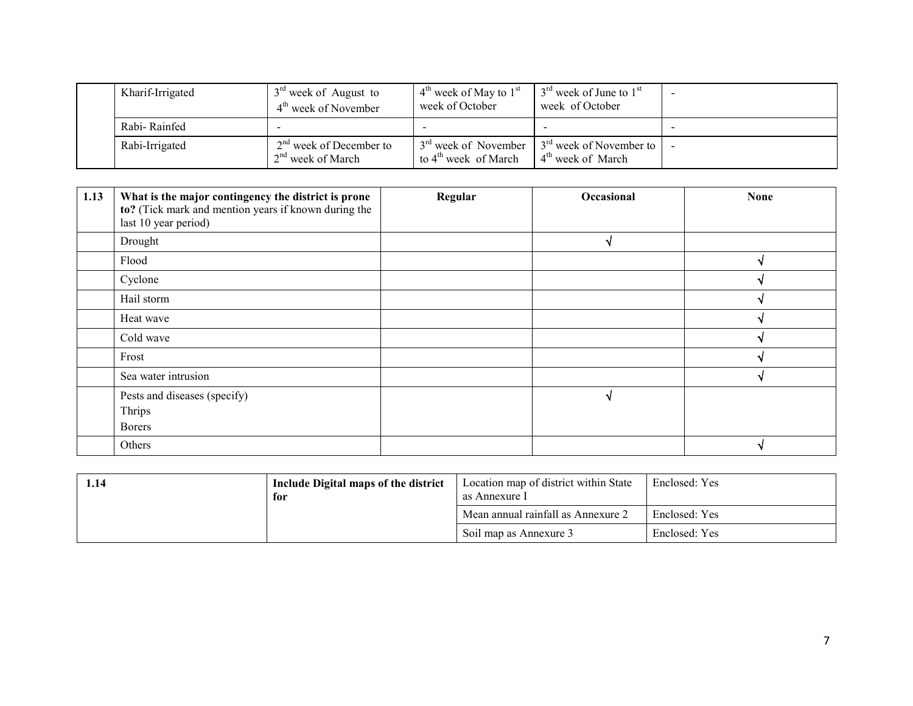|  | Kharif-Irrigated | 3rd week of August to 4th week of November | 4th week of May to 1st week of October | 3rd week of June to 1st week of October | - |
|---|---|---|---|---|---|
|  | Rabi- Rainfed | - | - | - | - |
|  | Rabi-Irrigated | 2nd week of December to 2nd week of March | 3rd week of November to 4th week of March | 3rd week of November to 4th week of March | - |

| 1.13 | **What is the major contingency the district is prone to?** (Tick mark and mention years if known during the last 10 year period) | **Regular** | **Occasional** | **None** |
|---|---|---|---|---|
|  | Drought |  | √ |  |
|  | Flood |  |  | √ |
|  | Cyclone |  |  | √ |
|  | Hail storm |  |  | √ |
|  | Heat wave |  |  | √ |
|  | Cold wave |  |  | √ |
|  | Frost |  |  | √ |
|  | Sea water intrusion |  |  | √ |
|  | Pests and diseases (specify)<br>Thrips<br>Borers |  | √ |  |
|  | Others |  |  | √ |

| 1.14 | **Include Digital maps of the district for** | Location map of district within State as Annexure I | Enclosed: Yes |
|---|---|---|---|
|  |  | Mean annual rainfall as Annexure 2 | Enclosed: Yes |
|  |  | Soil map as Annexure 3 | Enclosed: Yes |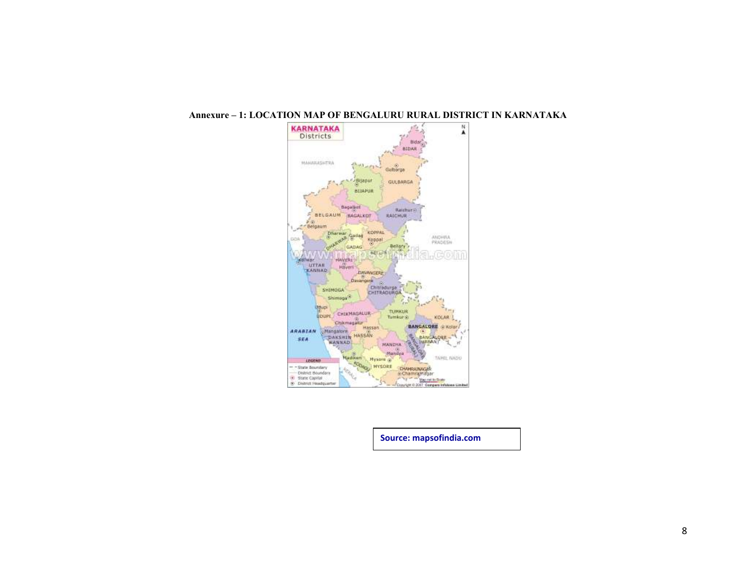**Annexure – 1: LOCATION MAP OF BENGALURU RURAL DISTRICT IN KARNATAKA**

Source: mapsofindia.com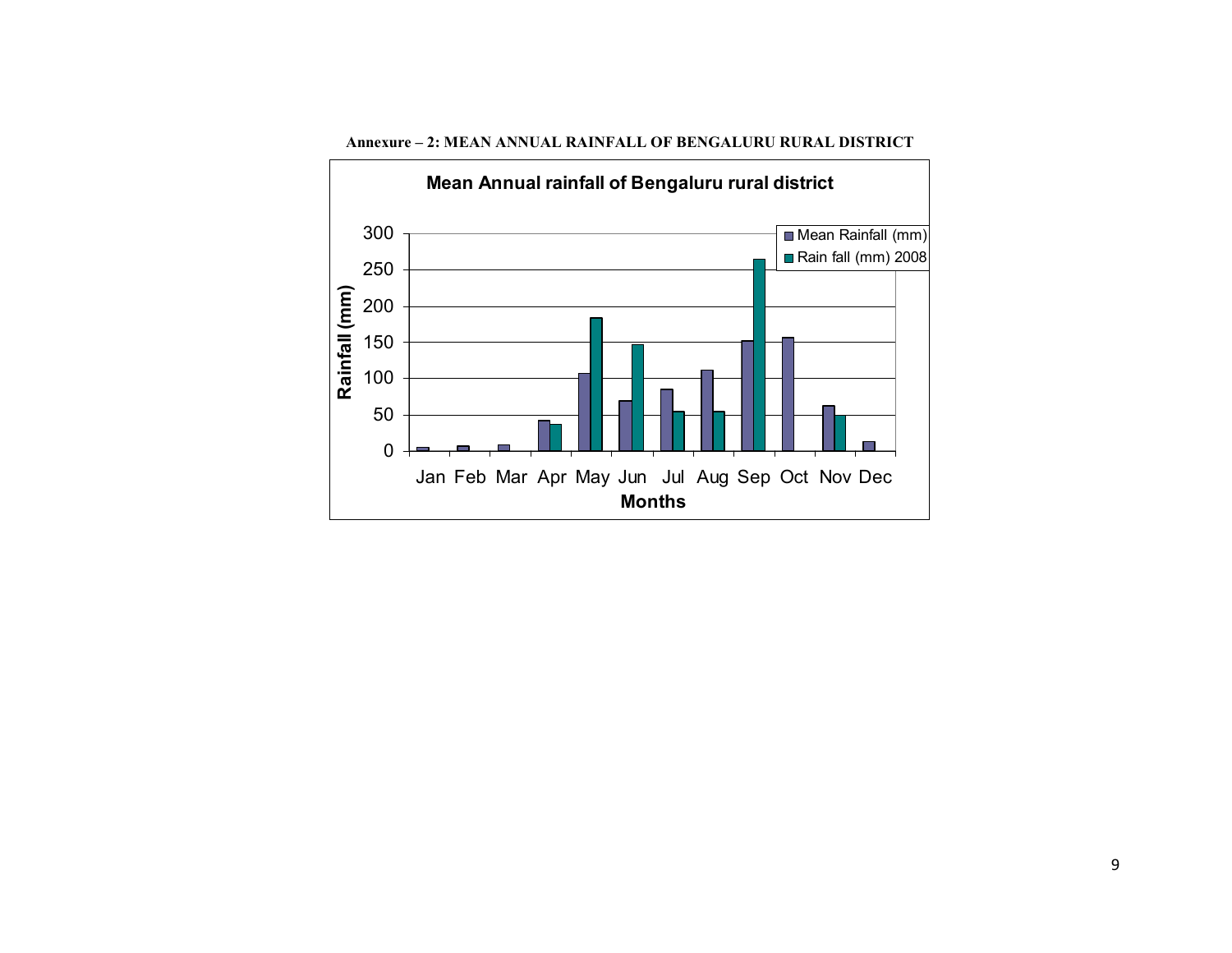**Annexure – 2: MEAN ANNUAL RAINFALL OF BENGALURU RURAL DISTRICT**

**Mean Annual rainfall of Bengaluru rural district**

| Months | Mean Rainfall (mm) | Rain fall (mm) 2008 |
|---|---|---|
| Jan | ~5 | |
| Feb | ~7 | |
| Mar | ~9 | |
| Apr | ~42 | ~37 |
| May | ~107 | ~184 |
| Jun | ~69 | ~147 |
| Jul | ~85 | ~55 |
| Aug | ~111 | ~55 |
| Sep | ~152 | ~265 |
| Oct | ~156 | |
| Nov | ~62 | ~49 |
| Dec | ~13 | |

*Values are approximate readings from the chart. Y-axis: Rainfall (mm), 0–300; X-axis: Months.*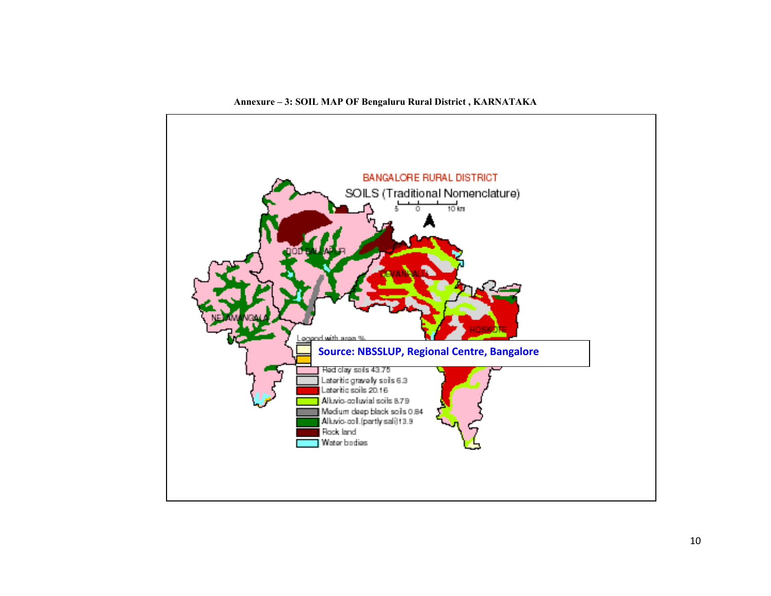**Annexure – 3: SOIL MAP OF Bengaluru Rural District , KARNATAKA**

BANGALORE RURAL DISTRICT

SOILS (Traditional Nomenclature)

DODBALLAPUR

DEVANHALLI

NELAMANGALA

HOSKOTE

Legend with area %

Red clay soils 43.75

Lateritic gravelly soils 6.3

Lateritic soils 20.16

Alluvio-colluvial soils 8.79

Medium deep black soils 0.84

Alluvio-coll.(partly sali) 13.9

Rock land

Water bodies

**Source: NBSSLUP, Regional Centre, Bangalore**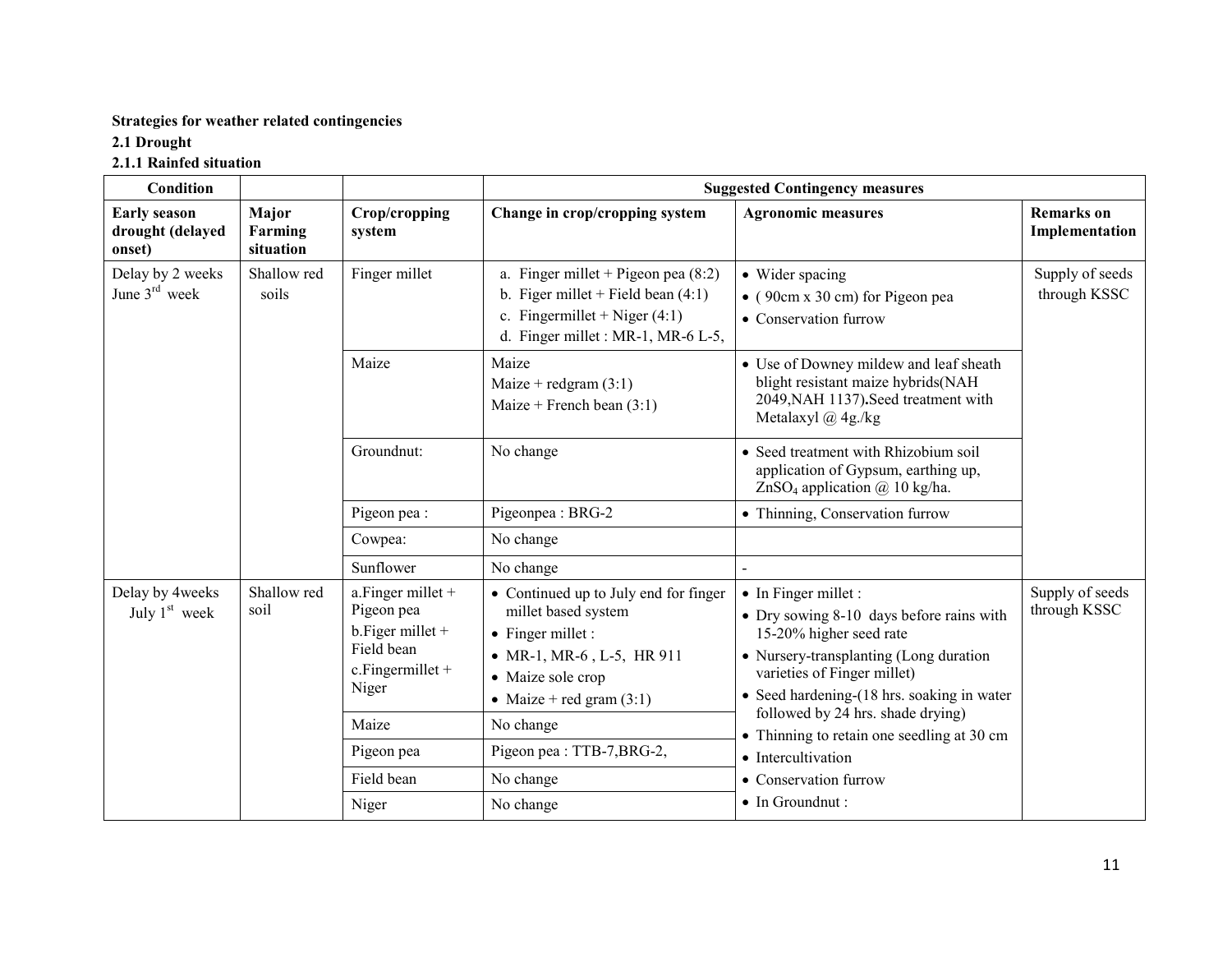**Strategies for weather related contingencies**

**2.1 Drought**

**2.1.1 Rainfed situation**

| Condition | | | Suggested Contingency measures | | |
|---|---|---|---|---|---|
| **Early season drought (delayed onset)** | **Major Farming situation** | **Crop/cropping system** | **Change in crop/cropping system** | **Agronomic measures** | **Remarks on Implementation** |
| Delay by 2 weeks June 3rd week | Shallow red soils | Finger millet | a. Finger millet + Pigeon pea (8:2)<br>b. Figer millet + Field bean (4:1)<br>c. Fingermillet + Niger (4:1)<br>d. Finger millet : MR-1, MR-6 L-5, | • Wider spacing<br>• ( 90cm x 30 cm) for Pigeon pea<br>• Conservation furrow | Supply of seeds through KSSC |
| | | Maize | Maize<br>Maize + redgram (3:1)<br>Maize + French bean (3:1) | • Use of Downey mildew and leaf sheath blight resistant maize hybrids(NAH 2049,NAH 1137)**.**Seed treatment with Metalaxyl @ 4g./kg | |
| | | Groundnut: | No change | • Seed treatment with Rhizobium soil application of Gypsum, earthing up, $ZnSO_4$ application @ 10 kg/ha. | |
| | | Pigeon pea : | Pigeonpea : BRG-2 | • Thinning, Conservation furrow | |
| | | Cowpea: | No change | | |
| | | Sunflower | No change | - | |
| Delay by 4weeks July 1st week | Shallow red soil | a.Finger millet + Pigeon pea<br>b.Figer millet + Field bean<br>c.Fingermillet + Niger | • Continued up to July end for finger millet based system<br>• Finger millet :<br>• MR-1, MR-6 , L-5, HR 911<br>• Maize sole crop<br>• Maize + red gram (3:1) | • In Finger millet :<br>• Dry sowing 8-10 days before rains with 15-20% higher seed rate<br>• Nursery-transplanting (Long duration varieties of Finger millet)<br>• Seed hardening-(18 hrs. soaking in water followed by 24 hrs. shade drying)<br>• Thinning to retain one seedling at 30 cm<br>• Intercultivation<br>• Conservation furrow<br>• In Groundnut : | Supply of seeds through KSSC |
| | | Maize | No change | | |
| | | Pigeon pea | Pigeon pea : TTB-7,BRG-2, | | |
| | | Field bean | No change | | |
| | | Niger | No change | | |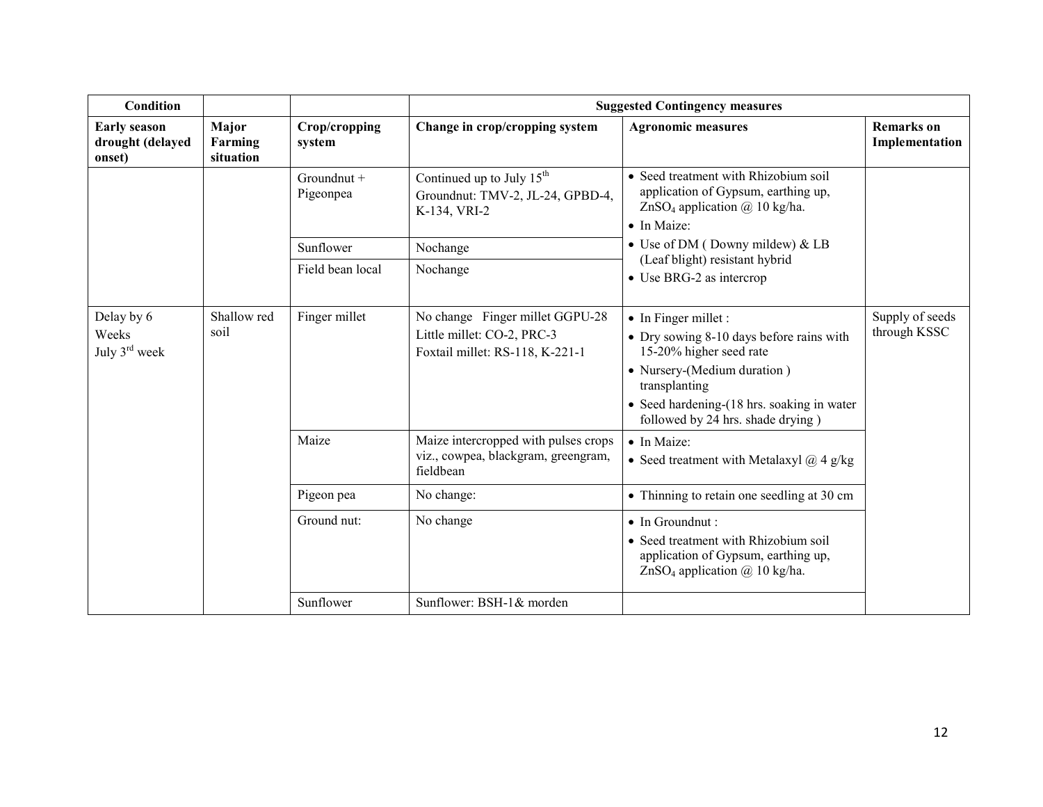| Condition | | | Suggested Contingency measures | | |
|---|---|---|---|---|---|
| **Early season drought (delayed onset)** | **Major Farming situation** | **Crop/cropping system** | **Change in crop/cropping system** | **Agronomic measures** | **Remarks on Implementation** |
| | | Groundnut + Pigeonpea | Continued up to July 15[th] Groundnut: TMV-2, JL-24, GPBD-4, K-134, VRI-2 | • Seed treatment with Rhizobium soil application of Gypsum, earthing up, $ZnSO_4$ application @ 10 kg/ha. • In Maize: • Use of DM ( Downy mildew) & LB (Leaf blight) resistant hybrid • Use BRG-2 as intercrop | |
| | | Sunflower | Nochange | | |
| | | Field bean local | Nochange | | |
| Delay by 6 Weeks July 3[rd] week | Shallow red soil | Finger millet | No change Finger millet GGPU-28 Little millet: CO-2, PRC-3 Foxtail millet: RS-118, K-221-1 | • In Finger millet : • Dry sowing 8-10 days before rains with 15-20% higher seed rate • Nursery-(Medium duration ) transplanting • Seed hardening-(18 hrs. soaking in water followed by 24 hrs. shade drying ) | Supply of seeds through KSSC |
| | | Maize | Maize intercropped with pulses crops viz., cowpea, blackgram, greengram, fieldbean | • In Maize: • Seed treatment with Metalaxyl @ 4 g/kg | |
| | | Pigeon pea | No change: | • Thinning to retain one seedling at 30 cm | |
| | | Ground nut: | No change | • In Groundnut : • Seed treatment with Rhizobium soil application of Gypsum, earthing up, $ZnSO_4$ application @ 10 kg/ha. | |
| | | Sunflower | Sunflower: BSH-1& morden | | |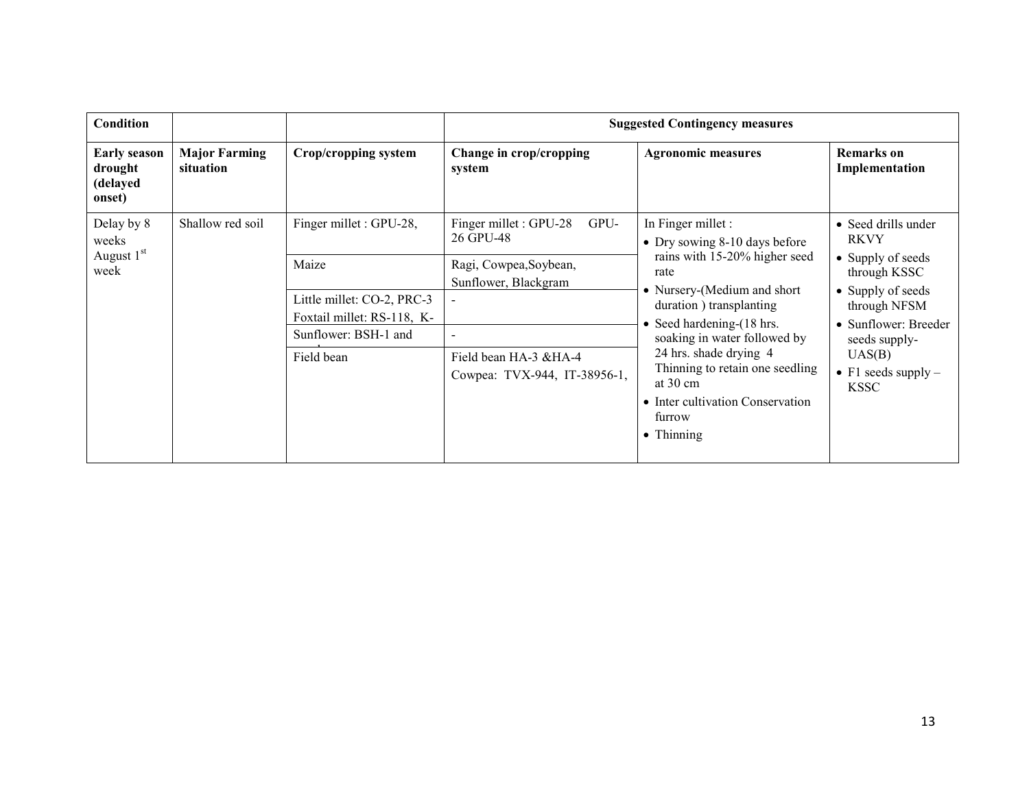| Condition | | | Suggested Contingency measures | | |
|---|---|---|---|---|---|
| **Early season drought (delayed onset)** | **Major Farming situation** | **Crop/cropping system** | **Change in crop/cropping system** | **Agronomic measures** | **Remarks on Implementation** |
| Delay by 8 weeks August 1st week | Shallow red soil | Finger millet : GPU-28, | Finger millet : GPU-28 GPU-26 GPU-48 | In Finger millet : • Dry sowing 8-10 days before rains with 15-20% higher seed rate • Nursery-(Medium and short duration ) transplanting • Seed hardening-(18 hrs. soaking in water followed by 24 hrs. shade drying 4 Thinning to retain one seedling at 30 cm • Inter cultivation Conservation furrow • Thinning | • Seed drills under RKVY • Supply of seeds through KSSC • Supply of seeds through NFSM • Sunflower: Breeder seeds supply- UAS(B) • F1 seeds supply – KSSC |
| | | Maize | Ragi, Cowpea,Soybean, Sunflower, Blackgram | | |
| | | Little millet: CO-2, PRC-3 Foxtail millet: RS-118, K- | - | | |
| | | Sunflower: BSH-1 and | - | | |
| | | Field bean | Field bean HA-3 &HA-4 Cowpea: TVX-944, IT-38956-1, | | |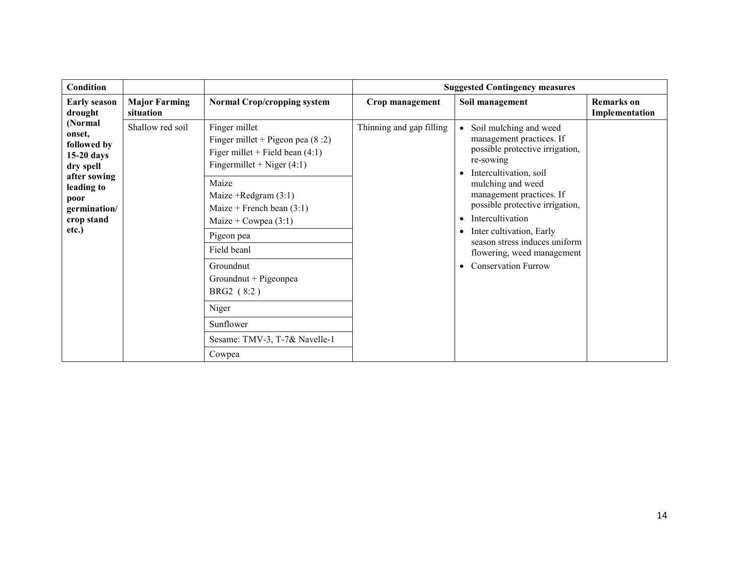| Condition | | | Suggested Contingency measures | | |
|---|---|---|---|---|---|
| **Early season drought (Normal onset, followed by 15-20 days dry spell after sowing leading to poor germination/ crop stand etc.)** | **Major Farming situation** | **Normal Crop/cropping system** | **Crop management** | **Soil management** | **Remarks on Implementation** |
| | Shallow red soil | Finger millet<br>Finger millet + Pigeon pea (8 :2)<br>Figer millet + Field bean (4:1)<br>Fingermillet + Niger (4:1) | Thinning and gap filling | • Soil mulching and weed management practices. If possible protective irrigation, re-sowing<br>• Intercultivation, soil mulching and weed management practices. If possible protective irrigation,<br>• Intercultivation<br>• Inter cultivation, Early season stress induces uniform flowering, weed management<br>• Conservation Furrow | |
| | | Maize<br>Maize +Redgram (3:1)<br>Maize + French bean (3:1)<br>Maize + Cowpea (3:1) | | | |
| | | Pigeon pea | | | |
| | | Field beanl | | | |
| | | Groundnut<br>Groundnut + Pigeonpea<br>BRG2 ( 8:2 ) | | | |
| | | Niger | | | |
| | | Sunflower | | | |
| | | Sesame: TMV-3, T-7& Navelle-1 | | | |
| | | Cowpea | | | |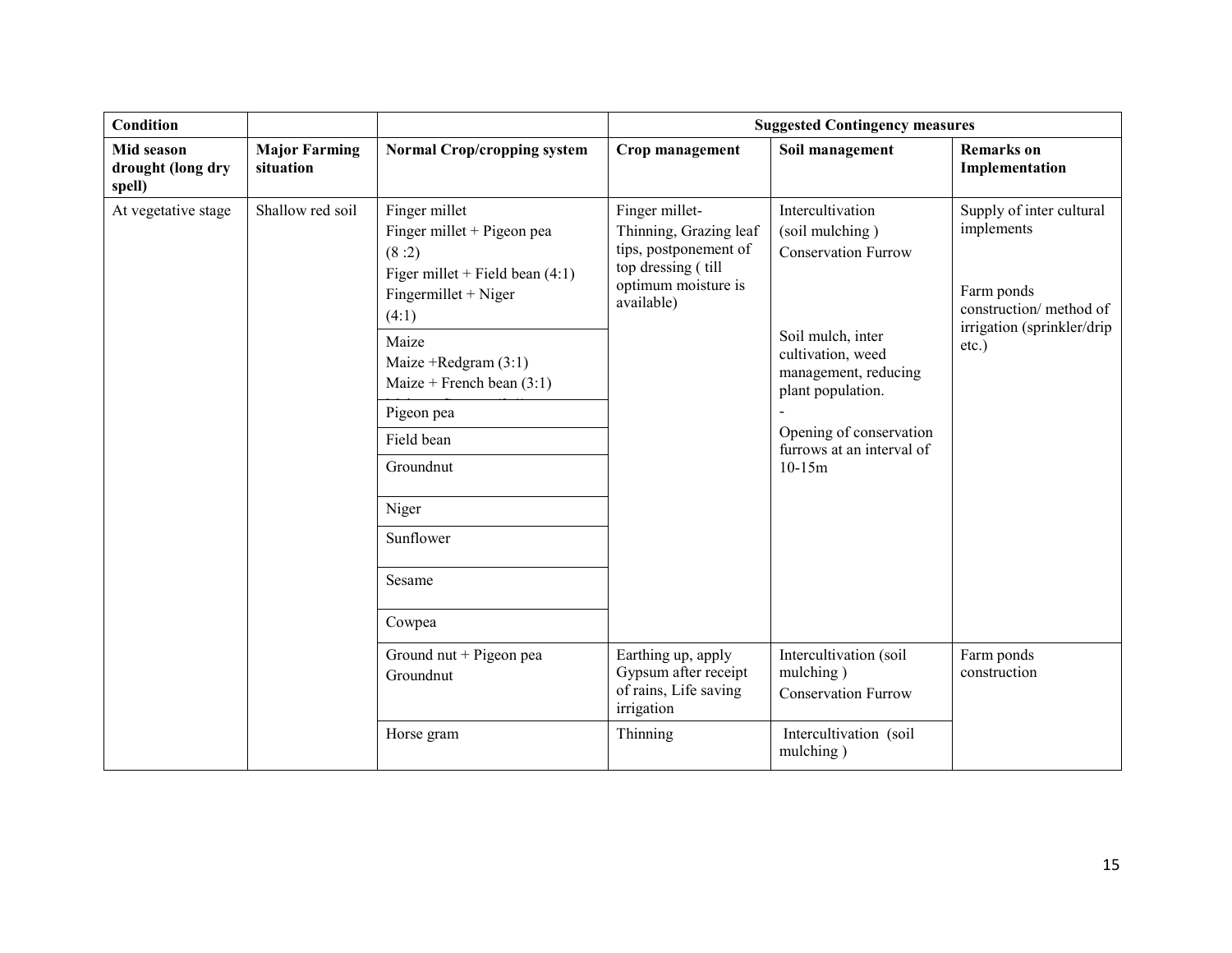| Condition | | | Suggested Contingency measures | | |
|---|---|---|---|---|---|
| **Mid season drought (long dry spell)** | **Major Farming situation** | **Normal Crop/cropping system** | **Crop management** | **Soil management** | **Remarks on Implementation** |
| At vegetative stage | Shallow red soil | Finger millet<br>Finger millet + Pigeon pea (8 :2)<br>Figer millet + Field bean (4:1)<br>Fingermillet + Niger (4:1) | Finger millet-Thinning, Grazing leaf tips, postponement of top dressing ( till optimum moisture is available) | Intercultivation (soil mulching )<br>Conservation Furrow | Supply of inter cultural implements<br><br>Farm ponds construction/ method of irrigation (sprinkler/drip etc.) |
| | | Maize<br>Maize +Redgram (3:1)<br>Maize + French bean (3:1) | | Soil mulch, inter cultivation, weed management, reducing plant population. | |
| | | Pigeon pea | | - | |
| | | Field bean | | Opening of conservation furrows at an interval of 10-15m | |
| | | Groundnut | | | |
| | | Niger | | | |
| | | Sunflower | | | |
| | | Sesame | | | |
| | | Cowpea | | | |
| | | Ground nut + Pigeon pea<br>Groundnut | Earthing up, apply Gypsum after receipt of rains, Life saving irrigation | Intercultivation (soil mulching )<br>Conservation Furrow | Farm ponds construction |
| | | Horse gram | Thinning | Intercultivation (soil mulching ) | |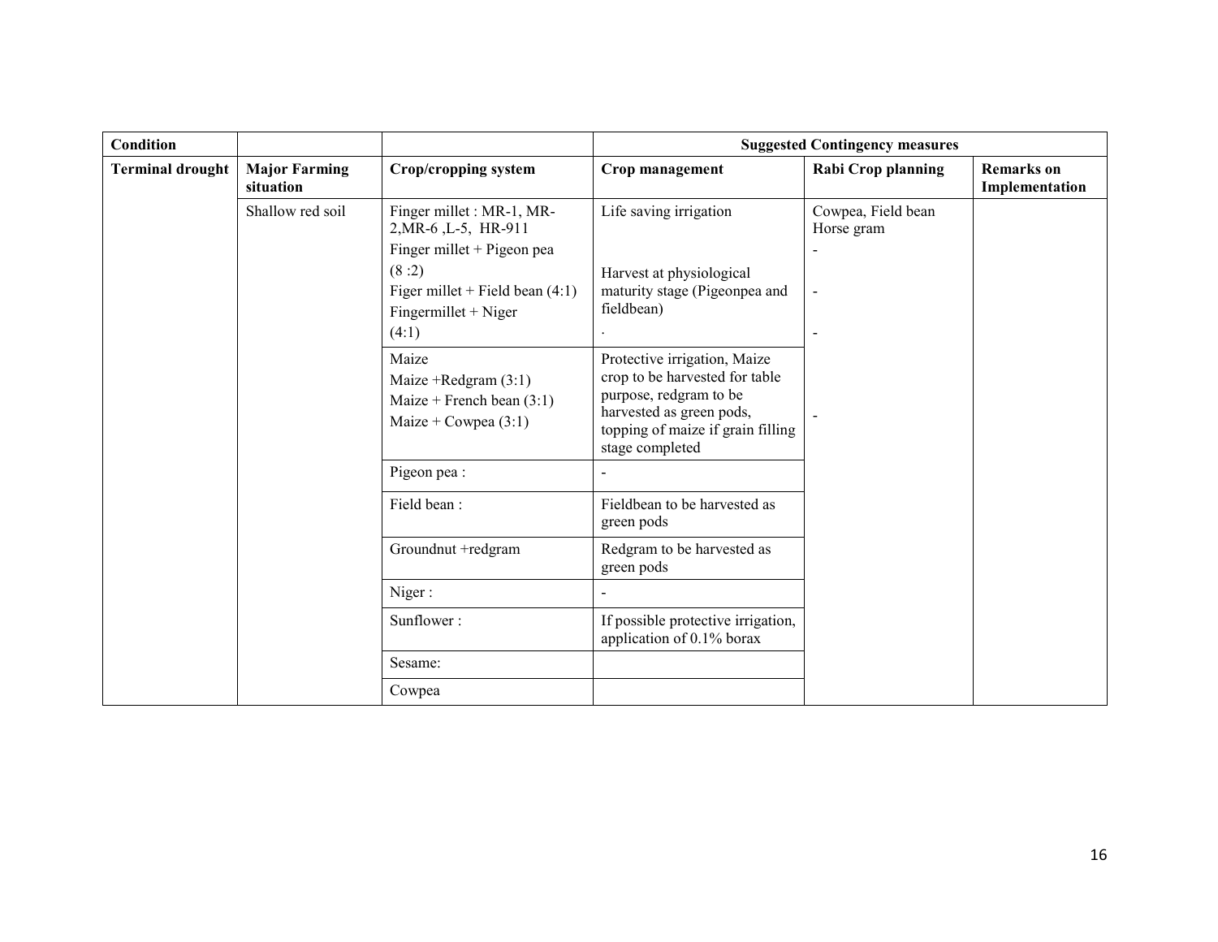| Condition | | | Suggested Contingency measures | | |
|---|---|---|---|---|---|
| **Terminal drought** | **Major Farming situation** | **Crop/cropping system** | **Crop management** | **Rabi Crop planning** | **Remarks on Implementation** |
| | Shallow red soil | Finger millet : MR-1, MR-2,MR-6 ,L-5, HR-911<br>Finger millet + Pigeon pea (8 :2)<br>Figer millet + Field bean (4:1)<br>Fingermillet + Niger (4:1) | Life saving irrigation<br><br>Harvest at physiological maturity stage (Pigeonpea and fieldbean)<br>. | Cowpea, Field bean Horse gram<br>-<br>-<br>- | |
| | | Maize<br>Maize +Redgram (3:1)<br>Maize + French bean (3:1)<br>Maize + Cowpea (3:1) | Protective irrigation, Maize crop to be harvested for table purpose, redgram to be harvested as green pods, topping of maize if grain filling stage completed | - | |
| | | Pigeon pea : | - | | |
| | | Field bean : | Fieldbean to be harvested as green pods | | |
| | | Groundnut +redgram | Redgram to be harvested as green pods | | |
| | | Niger : | - | | |
| | | Sunflower : | If possible protective irrigation, application of 0.1% borax | | |
| | | Sesame: | | | |
| | | Cowpea | | | |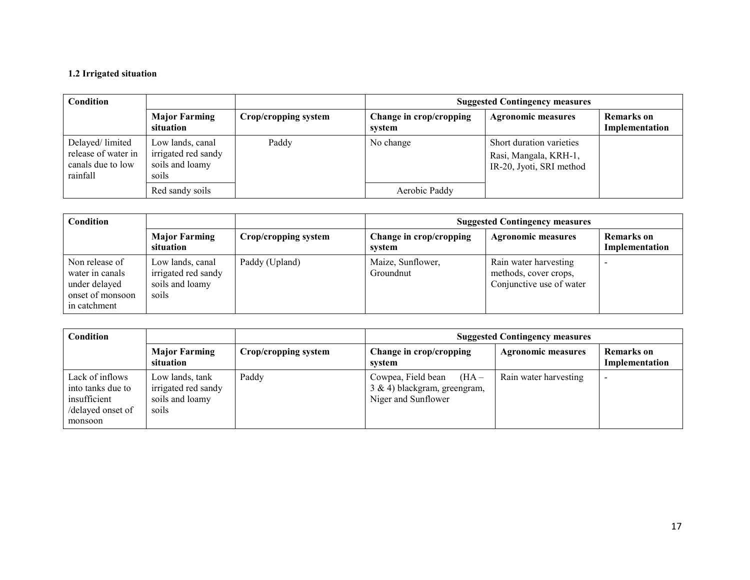**1.2 Irrigated situation**

| Condition | | | Suggested Contingency measures | | |
|---|---|---|---|---|---|
| | **Major Farming situation** | **Crop/cropping system** | **Change in crop/cropping system** | **Agronomic measures** | **Remarks on Implementation** |
| Delayed/ limited release of water in canals due to low rainfall | Low lands, canal irrigated red sandy soils and loamy soils | Paddy | No change | Short duration varieties Rasi, Mangala, KRH-1, IR-20, Jyoti, SRI method | |
| | Red sandy soils | | Aerobic Paddy | | |

| Condition | | | Suggested Contingency measures | | |
|---|---|---|---|---|---|
| | **Major Farming situation** | **Crop/cropping system** | **Change in crop/cropping system** | **Agronomic measures** | **Remarks on Implementation** |
| Non release of water in canals under delayed onset of monsoon in catchment | Low lands, canal irrigated red sandy soils and loamy soils | Paddy (Upland) | Maize, Sunflower, Groundnut | Rain water harvesting methods, cover crops, Conjunctive use of water | - |

| Condition | | | Suggested Contingency measures | | |
|---|---|---|---|---|---|
| | **Major Farming situation** | **Crop/cropping system** | **Change in crop/cropping system** | **Agronomic measures** | **Remarks on Implementation** |
| Lack of inflows into tanks due to insufficient /delayed onset of monsoon | Low lands, tank irrigated red sandy soils and loamy soils | Paddy | Cowpea, Field bean (HA – 3 & 4) blackgram, greengram, Niger and Sunflower | Rain water harvesting | - |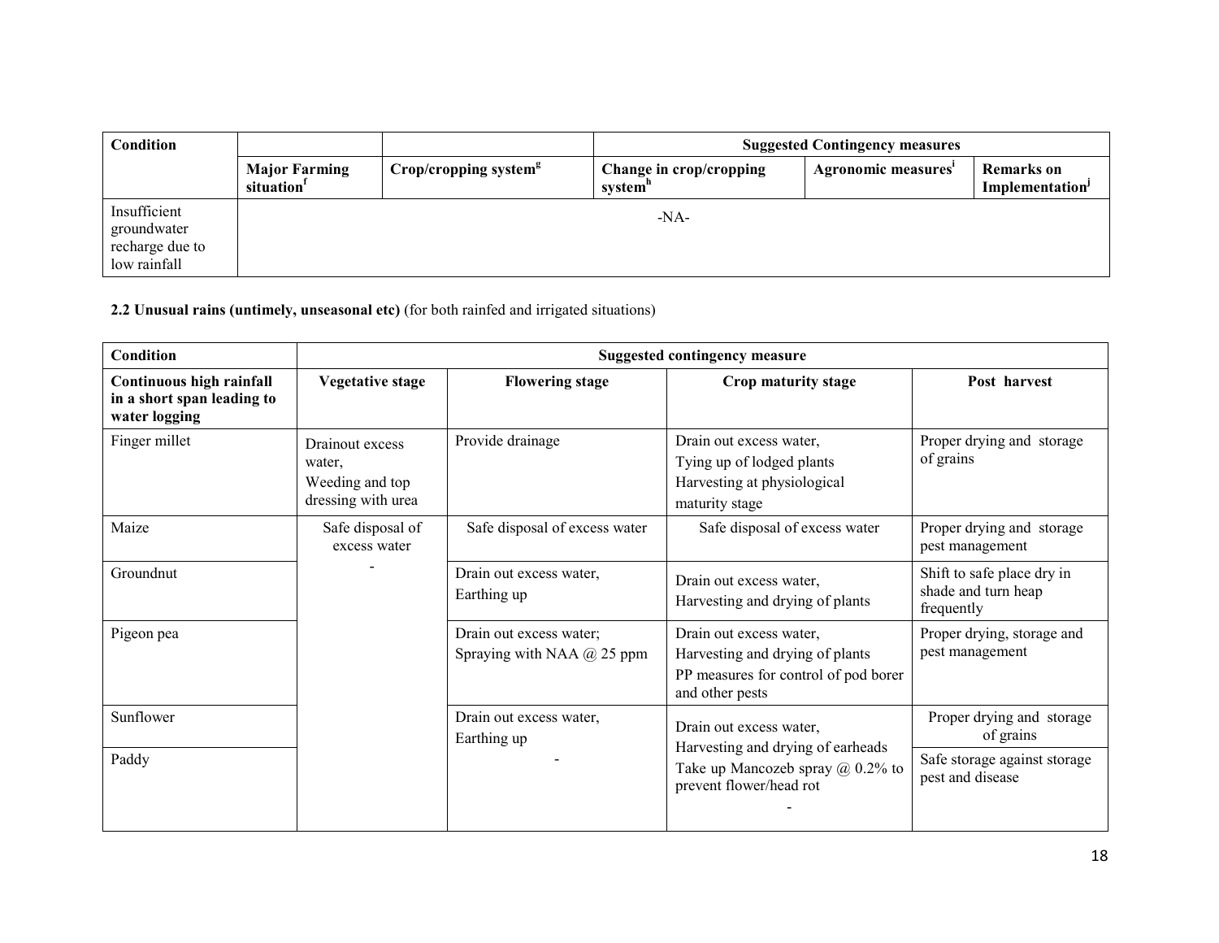| Condition | | | Suggested Contingency measures | | |
|---|---|---|---|---|---|
| | Major Farming situation[f] | Crop/cropping system[g] | Change in crop/cropping system[h] | Agronomic measures[i] | Remarks on Implementation[j] |
| Insufficient groundwater recharge due to low rainfall | -NA- | | | | |

**2.2 Unusual rains (untimely, unseasonal etc)** (for both rainfed and irrigated situations)

| Condition | Suggested contingency measure | | | |
|---|---|---|---|---|
| **Continuous high rainfall in a short span leading to water logging** | **Vegetative stage** | **Flowering stage** | **Crop maturity stage** | **Post harvest** |
| Finger millet | Drainout excess water, Weeding and top dressing with urea | Provide drainage | Drain out excess water, Tying up of lodged plants Harvesting at physiological maturity stage | Proper drying and storage of grains |
| Maize | Safe disposal of excess water | Safe disposal of excess water | Safe disposal of excess water | Proper drying and storage pest management |
| Groundnut | - | Drain out excess water, Earthing up | Drain out excess water, Harvesting and drying of plants | Shift to safe place dry in shade and turn heap frequently |
| Pigeon pea | | Drain out excess water; Spraying with NAA @ 25 ppm | Drain out excess water, Harvesting and drying of plants PP measures for control of pod borer and other pests | Proper drying, storage and pest management |
| Sunflower | | Drain out excess water, Earthing up | Drain out excess water, Harvesting and drying of earheads Take up Mancozeb spray @ 0.2% to prevent flower/head rot | Proper drying and storage of grains |
| Paddy | | - | - | Safe storage against storage pest and disease |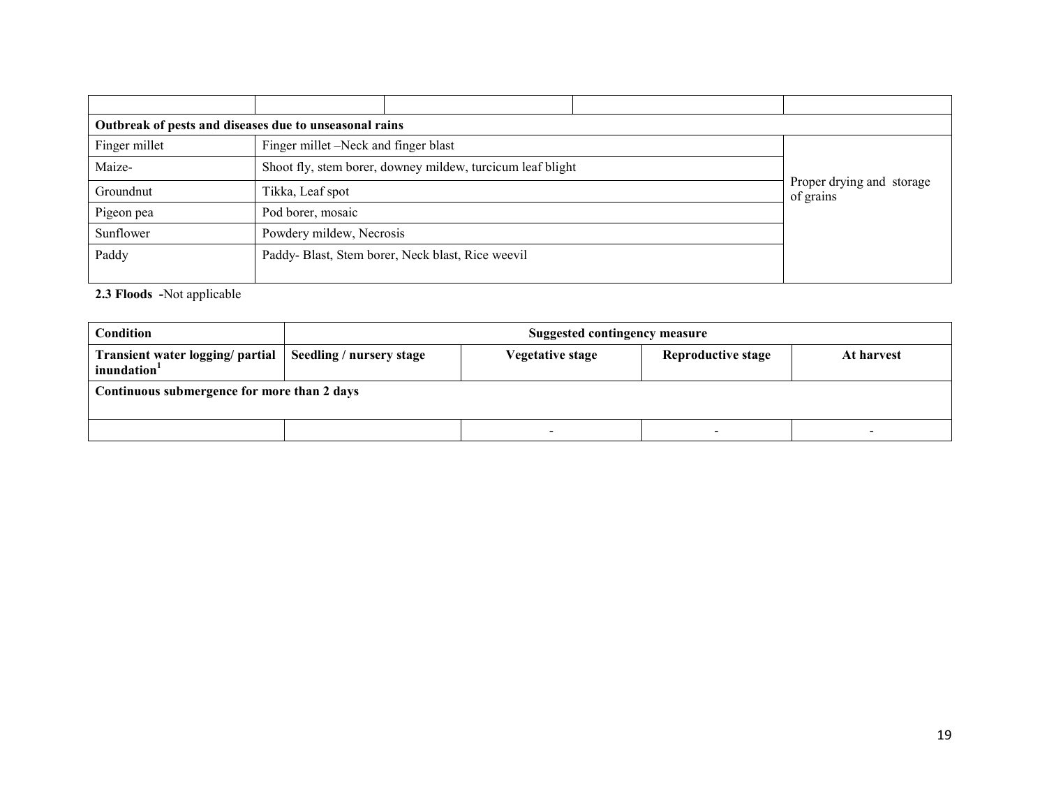| | | | | |
|---|---|---|---|---|
| **Outbreak of pests and diseases due to unseasonal rains** | | | | |
| Finger millet | Finger millet –Neck and finger blast | | | Proper drying and storage of grains |
| Maize- | Shoot fly, stem borer, downey mildew, turcicum leaf blight | | | |
| Groundnut | Tikka, Leaf spot | | | |
| Pigeon pea | Pod borer, mosaic | | | |
| Sunflower | Powdery mildew, Necrosis | | | |
| Paddy | Paddy- Blast, Stem borer, Neck blast, Rice weevil | | | |

**2.3 Floods -**Not applicable

| Condition | Suggested contingency measure | | | |
|---|---|---|---|---|
| **Transient water logging/ partial inundation[1]** | **Seedling / nursery stage** | **Vegetative stage** | **Reproductive stage** | **At harvest** |
| **Continuous submergence for more than 2 days** | | | | |
| | | - | - | - |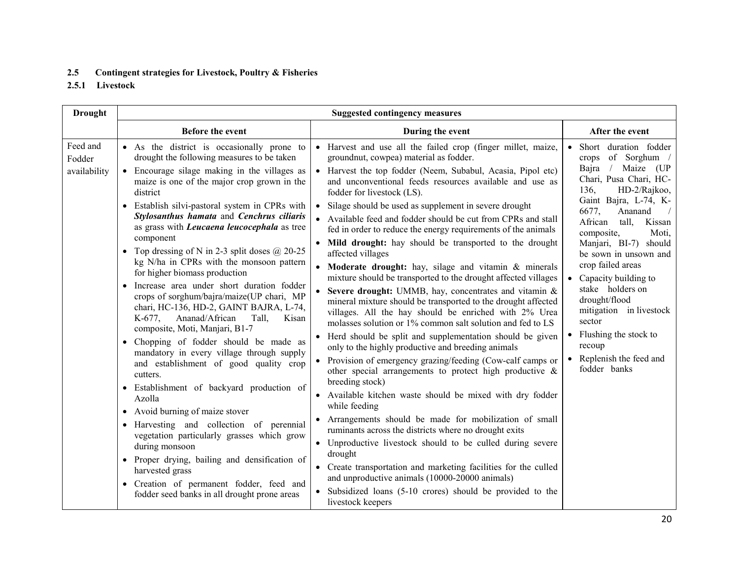### 2.5 Contingent strategies for Livestock, Poultry & Fisheries

#### 2.5.1 Livestock

| Drought | Suggested contingency measures | | |
|---|---|---|---|
| | **Before the event** | **During the event** | **After the event** |
| Feed and Fodder availability | • As the district is occasionally prone to drought the following measures to be taken<br>• Encourage silage making in the villages as maize is one of the major crop grown in the district<br>• Establish silvi-pastoral system in CPRs with ***Stylosanthus hamata*** and ***Cenchrus ciliaris*** as grass with ***Leucaena leucocephala*** as tree component<br>• Top dressing of N in 2-3 split doses @ 20-25 kg N/ha in CPRs with the monsoon pattern for higher biomass production<br>• Increase area under short duration fodder crops of sorghum/bajra/maize(UP chari, MP chari, HC-136, HD-2, GAINT BAJRA, L-74, K-677, Ananad/African Tall, Kisan composite, Moti, Manjari, B1-7<br>• Chopping of fodder should be made as mandatory in every village through supply and establishment of good quality crop cutters.<br>• Establishment of backyard production of Azolla<br>• Avoid burning of maize stover<br>• Harvesting and collection of perennial vegetation particularly grasses which grow during monsoon<br>• Proper drying, bailing and densification of harvested grass<br>• Creation of permanent fodder, feed and fodder seed banks in all drought prone areas | • Harvest and use all the failed crop (finger millet, maize, groundnut, cowpea) material as fodder.<br>• Harvest the top fodder (Neem, Subabul, Acasia, Pipol etc) and unconventional feeds resources available and use as fodder for livestock (LS).<br>• Silage should be used as supplement in severe drought<br>• Available feed and fodder should be cut from CPRs and stall fed in order to reduce the energy requirements of the animals<br>• **Mild drought:** hay should be transported to the drought affected villages<br>• **Moderate drought:** hay, silage and vitamin & minerals mixture should be transported to the drought affected villages<br>• **Severe drought:** UMMB, hay, concentrates and vitamin & mineral mixture should be transported to the drought affected villages. All the hay should be enriched with 2% Urea molasses solution or 1% common salt solution and fed to LS<br>• Herd should be split and supplementation should be given only to the highly productive and breeding animals<br>• Provision of emergency grazing/feeding (Cow-calf camps or other special arrangements to protect high productive & breeding stock)<br>• Available kitchen waste should be mixed with dry fodder while feeding<br>• Arrangements should be made for mobilization of small ruminants across the districts where no drought exits<br>• Unproductive livestock should to be culled during severe drought<br>• Create transportation and marketing facilities for the culled and unproductive animals (10000-20000 animals)<br>• Subsidized loans (5-10 crores) should be provided to the livestock keepers | • Short duration fodder crops of Sorghum / Bajra / Maize (UP Chari, Pusa Chari, HC-136, HD-2/Rajkoo, Gaint Bajra, L-74, K-6677, Ananand / African tall, Kissan composite, Moti, Manjari, BI-7) should be sown in unsown and crop failed areas<br>• Capacity building to stake holders on drought/flood mitigation in livestock sector<br>• Flushing the stock to recoup<br>• Replenish the feed and fodder banks |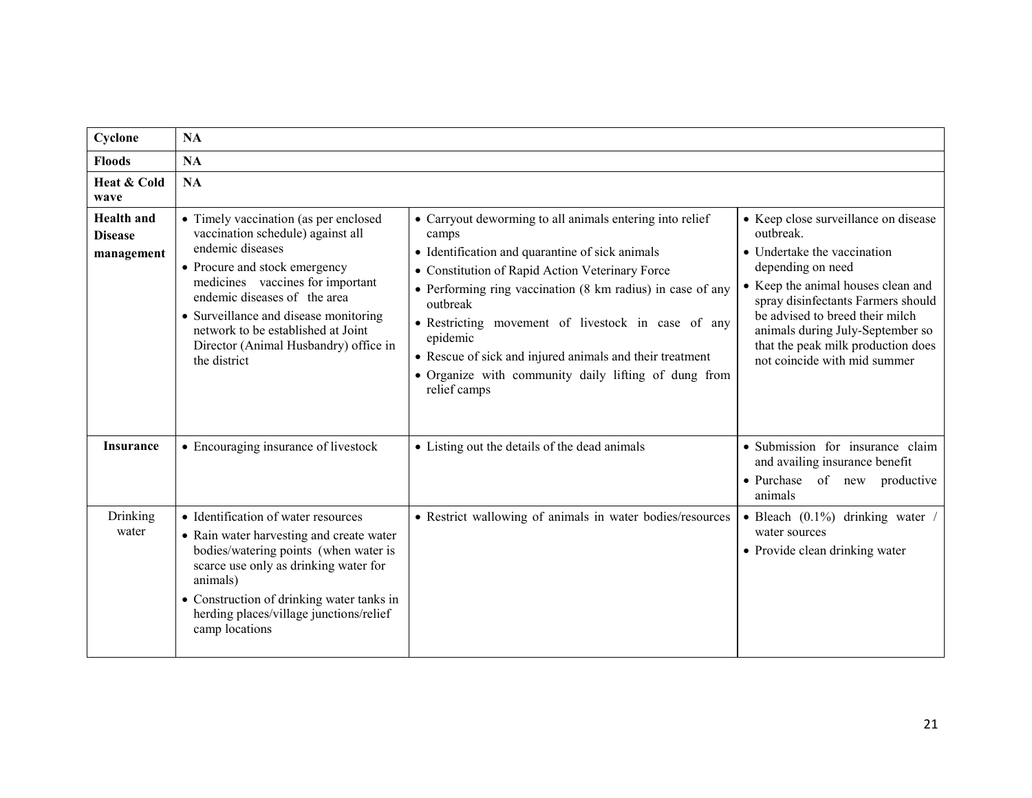| | | | |
|---|---|---|---|
| **Cyclone** | **NA** | | |
| **Floods** | **NA** | | |
| **Heat & Cold wave** | **NA** | | |
| **Health and Disease management** | • Timely vaccination (as per enclosed vaccination schedule) against all endemic diseases<br>• Procure and stock emergency medicines vaccines for important endemic diseases of the area<br>• Surveillance and disease monitoring network to be established at Joint Director (Animal Husbandry) office in the district | • Carryout deworming to all animals entering into relief camps<br>• Identification and quarantine of sick animals<br>• Constitution of Rapid Action Veterinary Force<br>• Performing ring vaccination (8 km radius) in case of any outbreak<br>• Restricting movement of livestock in case of any epidemic<br>• Rescue of sick and injured animals and their treatment<br>• Organize with community daily lifting of dung from relief camps | • Keep close surveillance on disease outbreak.<br>• Undertake the vaccination depending on need<br>• Keep the animal houses clean and spray disinfectants Farmers should be advised to breed their milch animals during July-September so that the peak milk production does not coincide with mid summer |
| **Insurance** | • Encouraging insurance of livestock | • Listing out the details of the dead animals | • Submission for insurance claim and availing insurance benefit<br>• Purchase of new productive animals |
| Drinking water | • Identification of water resources<br>• Rain water harvesting and create water bodies/watering points (when water is scarce use only as drinking water for animals)<br>• Construction of drinking water tanks in herding places/village junctions/relief camp locations | • Restrict wallowing of animals in water bodies/resources | • Bleach (0.1%) drinking water / water sources<br>• Provide clean drinking water |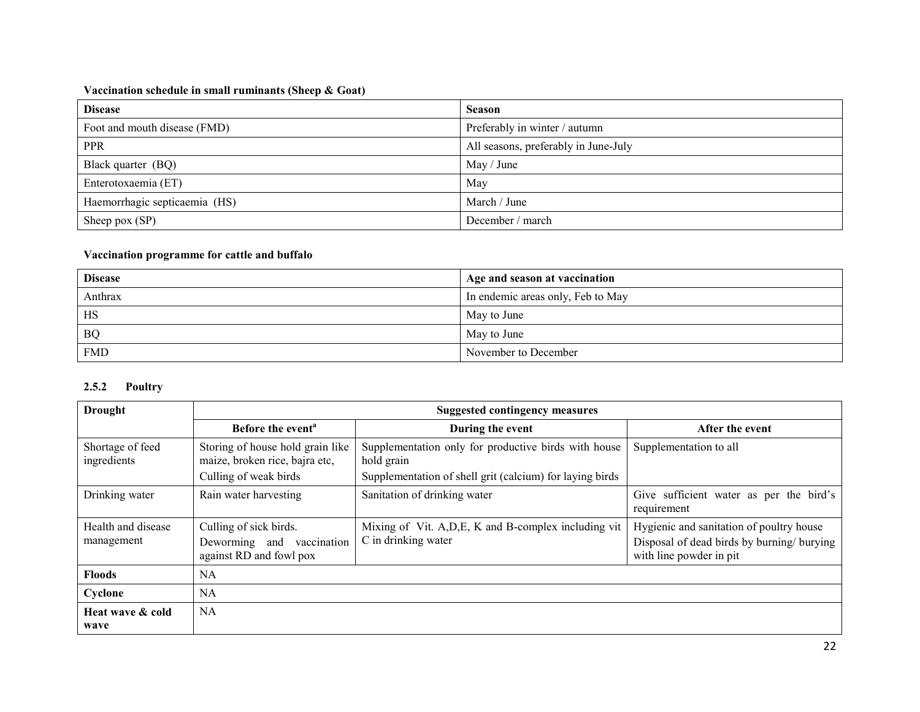**Vaccination schedule in small ruminants (Sheep & Goat)**

| Disease | Season |
| --- | --- |
| Foot and mouth disease (FMD) | Preferably in winter / autumn |
| PPR | All seasons, preferably in June-July |
| Black quarter (BQ) | May / June |
| Enterotoxaemia (ET) | May |
| Haemorrhagic septicaemia (HS) | March / June |
| Sheep pox (SP) | December / march |

**Vaccination programme for cattle and buffalo**

| Disease | Age and season at vaccination |
| --- | --- |
| Anthrax | In endemic areas only, Feb to May |
| HS | May to June |
| BQ | May to June |
| FMD | November to December |

### 2.5.2 Poultry

| Drought | Suggested contingency measures | | |
| --- | --- | --- | --- |
| | Before the event[a] | During the event | After the event |
| Shortage of feed ingredients | Storing of house hold grain like maize, broken rice, bajra etc, Culling of weak birds | Supplementation only for productive birds with house hold grain Supplementation of shell grit (calcium) for laying birds | Supplementation to all |
| Drinking water | Rain water harvesting | Sanitation of drinking water | Give sufficient water as per the bird's requirement |
| Health and disease management | Culling of sick birds. Deworming and vaccination against RD and fowl pox | Mixing of Vit. A,D,E, K and B-complex including vit C in drinking water | Hygienic and sanitation of poultry house Disposal of dead birds by burning/ burying with line powder in pit |
| **Floods** | NA | | |
| **Cyclone** | NA | | |
| **Heat wave & cold wave** | NA | | |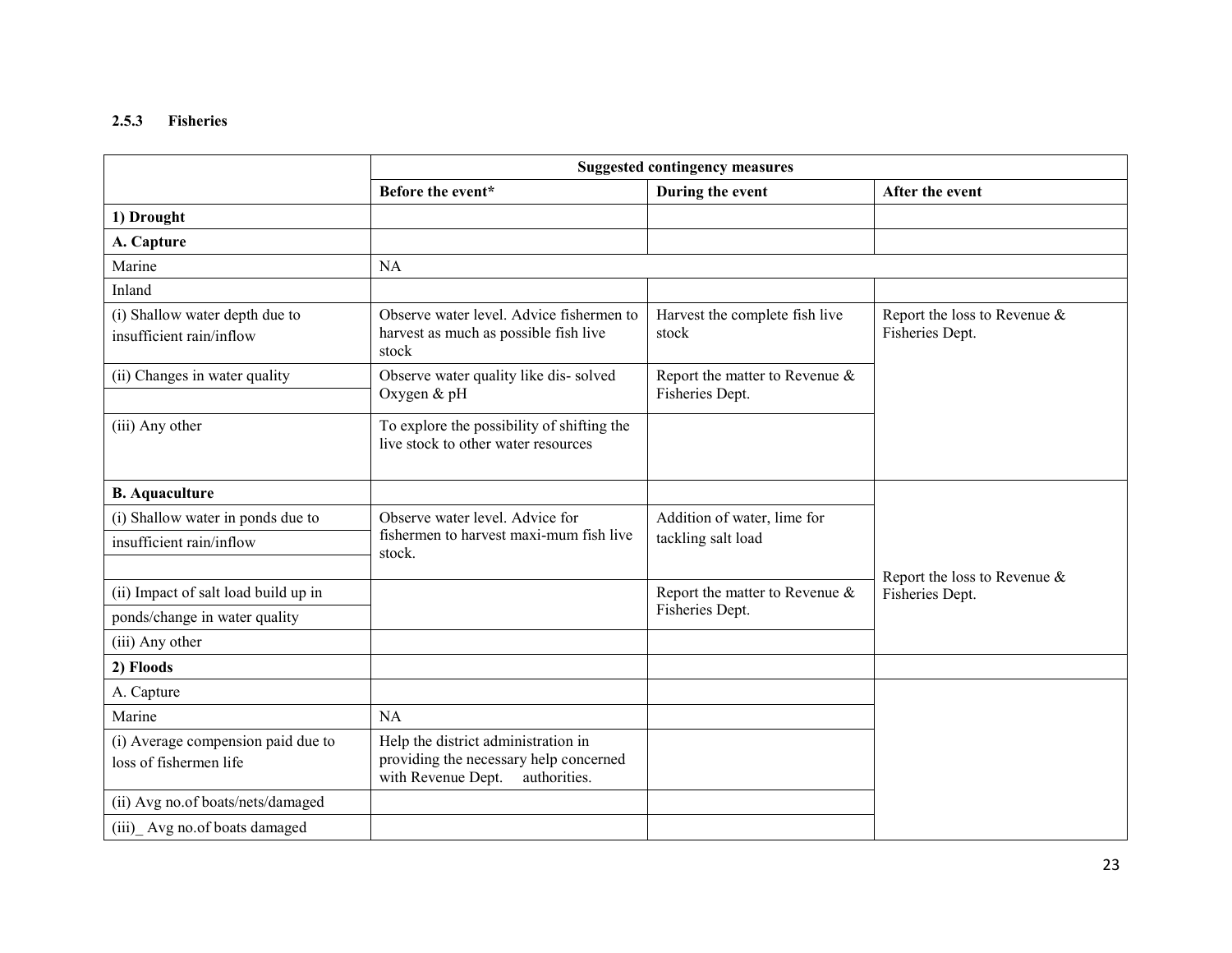### 2.5.3 Fisheries

| | Suggested contingency measures | | |
|---|---|---|---|
| | **Before the event*** | **During the event** | **After the event** |
| **1) Drought** | | | |
| **A. Capture** | | | |
| Marine | NA | | |
| Inland | | | |
| (i) Shallow water depth due to insufficient rain/inflow | Observe water level. Advice fishermen to harvest as much as possible fish live stock | Harvest the complete fish live stock | Report the loss to Revenue & Fisheries Dept. |
| (ii) Changes in water quality | Observe water quality like dis- solved Oxygen & pH | Report the matter to Revenue & Fisheries Dept. | |
| (iii) Any other | To explore the possibility of shifting the live stock to other water resources | | |
| **B. Aquaculture** | | | Report the loss to Revenue & Fisheries Dept. |
| (i) Shallow water in ponds due to insufficient rain/inflow | Observe water level. Advice for fishermen to harvest maxi-mum fish live stock. | Addition of water, lime for tackling salt load | |
| (ii) Impact of salt load build up in ponds/change in water quality | | Report the matter to Revenue & Fisheries Dept. | |
| (iii) Any other | | | |
| **2) Floods** | | | |
| A. Capture | | | |
| Marine | NA | | |
| (i) Average compension paid due to loss of fishermen life | Help the district administration in providing the necessary help concerned with Revenue Dept. authorities. | | |
| (ii) Avg no.of boats/nets/damaged | | | |
| (iii)_ Avg no.of boats damaged | | | |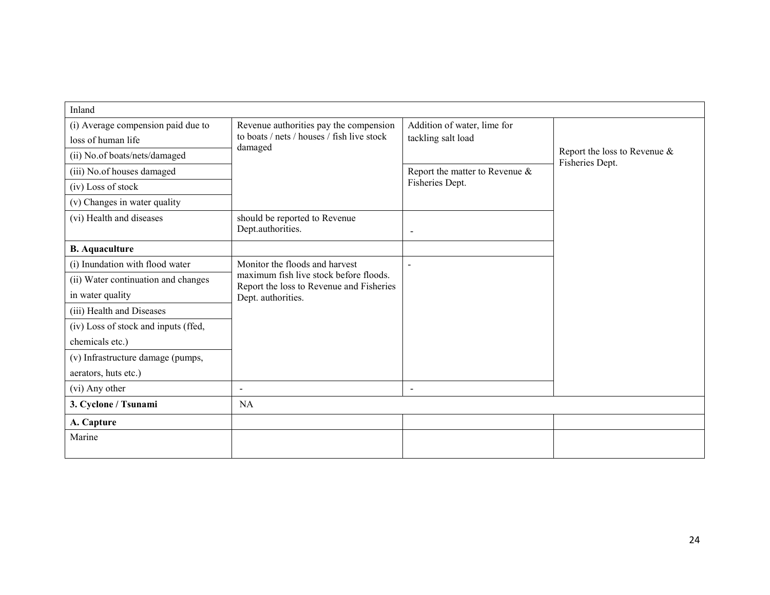| Inland | | | |
|---|---|---|---|
| (i) Average compension paid due to loss of human life | Revenue authorities pay the compension to boats / nets / houses / fish live stock damaged | Addition of water, lime for tackling salt load | Report the loss to Revenue & Fisheries Dept. |
| (ii) No.of boats/nets/damaged | | | |
| (iii) No.of houses damaged | | Report the matter to Revenue & Fisheries Dept. | |
| (iv) Loss of stock | | | |
| (v) Changes in water quality | | | |
| (vi) Health and diseases | should be reported to Revenue Dept.authorities. | - | |
| **B. Aquaculture** | | | |
| (i) Inundation with flood water | Monitor the floods and harvest maximum fish live stock before floods. Report the loss to Revenue and Fisheries Dept. authorities. | - | |
| (ii) Water continuation and changes in water quality | | | |
| (iii) Health and Diseases | | | |
| (iv) Loss of stock and inputs (ffed, chemicals etc.) | | | |
| (v) Infrastructure damage (pumps, aerators, huts etc.) | | | |
| (vi) Any other | - | - | |
| **3. Cyclone / Tsunami** | NA | | |
| **A. Capture** | | | |
| Marine | | | |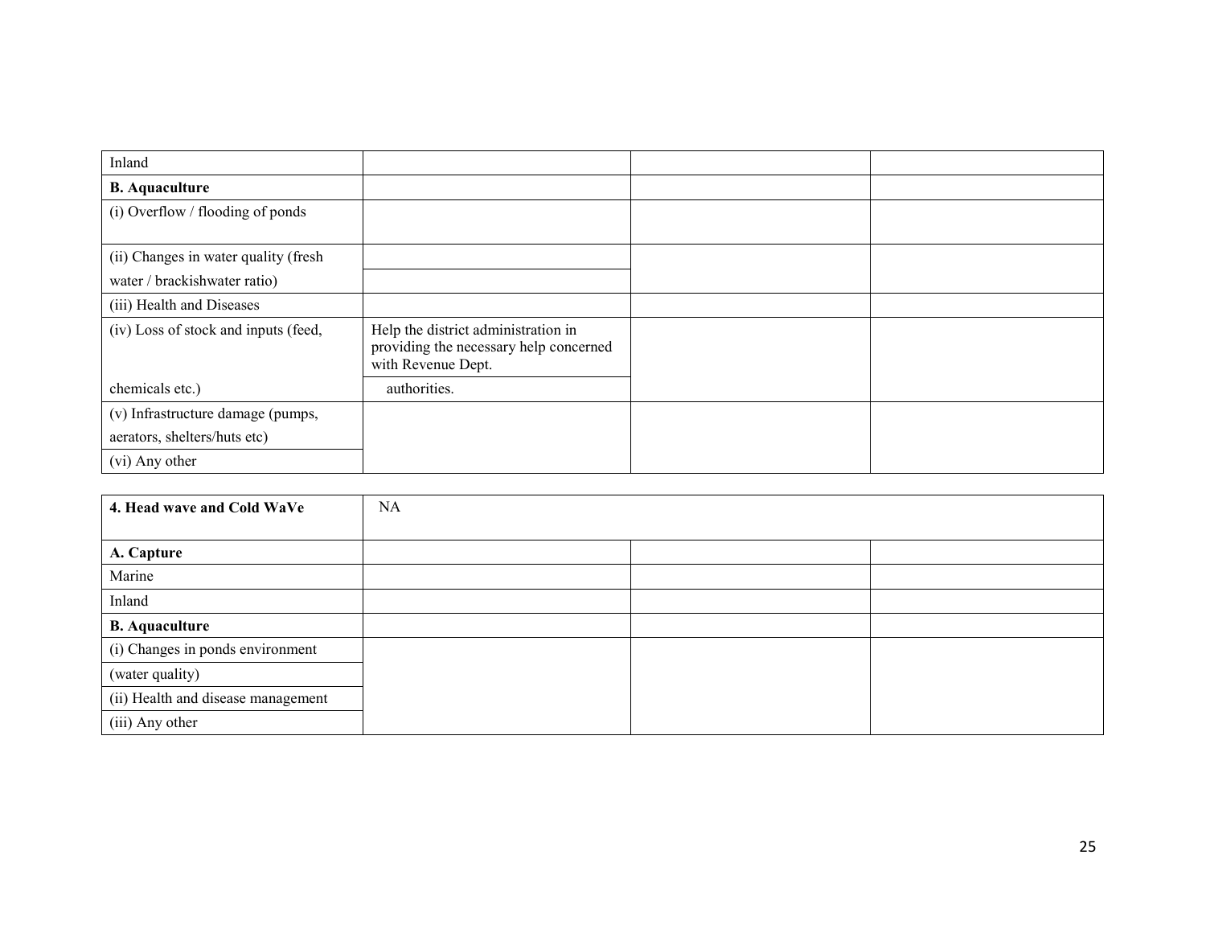| | | | |
|---|---|---|---|
| Inland | | | |
| **B. Aquaculture** | | | |
| (i) Overflow / flooding of ponds | | | |
| (ii) Changes in water quality (fresh water / brackishwater ratio) | | | |
| (iii) Health and Diseases | | | |
| (iv) Loss of stock and inputs (feed, chemicals etc.) | Help the district administration in providing the necessary help concerned with Revenue Dept. authorities. | | |
| (v) Infrastructure damage (pumps, aerators, shelters/huts etc) | | | |
| (vi) Any other | | | |

| | | | |
|---|---|---|---|
| **4. Head wave and Cold WaVe** | NA | | |
| **A. Capture** | | | |
| Marine | | | |
| Inland | | | |
| **B. Aquaculture** | | | |
| (i) Changes in ponds environment (water quality) | | | |
| (ii) Health and disease management | | | |
| (iii) Any other | | | |